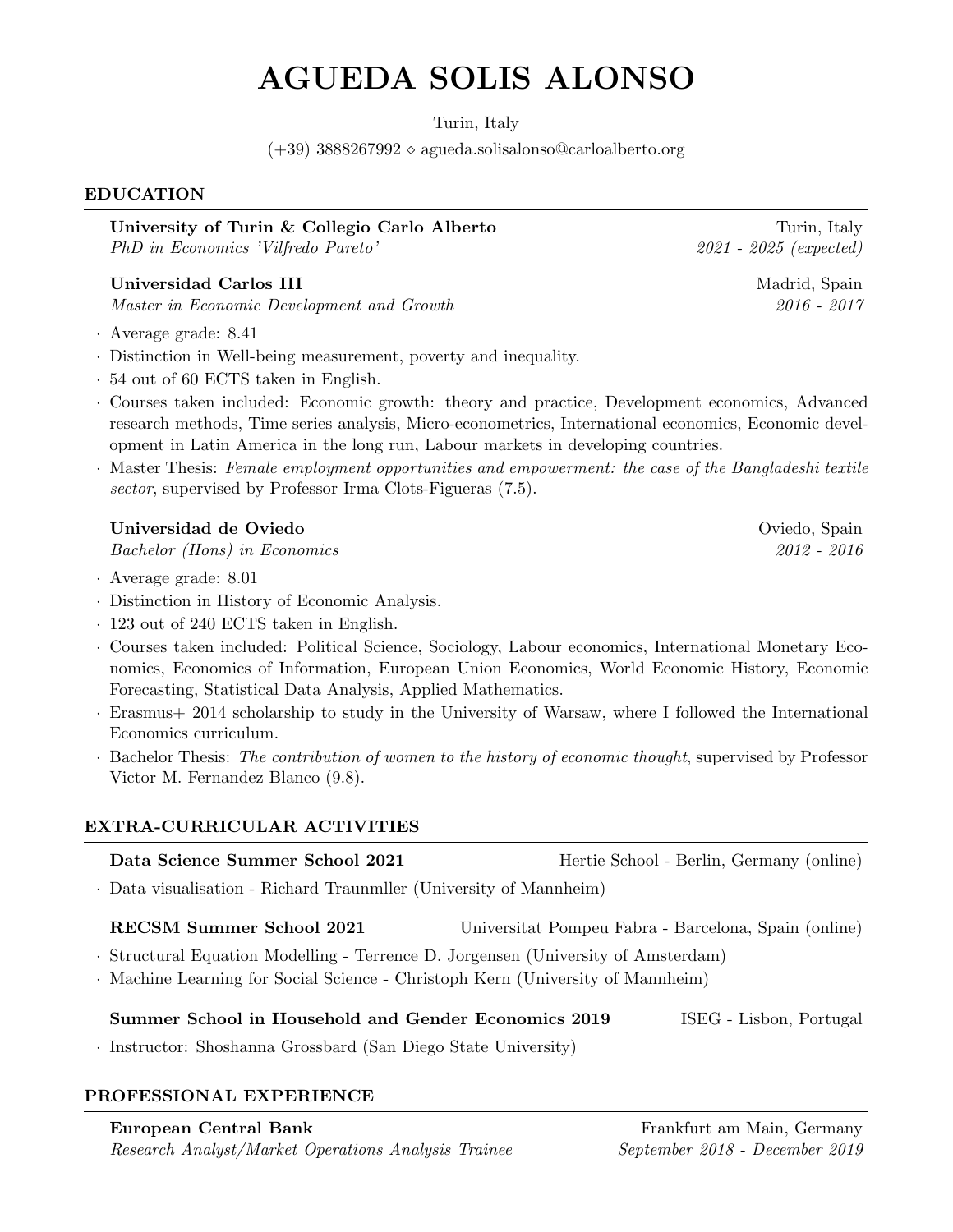# AGUEDA SOLIS ALONSO

Turin, Italy

(+39) 3888267992 ⋄ agueda.solisalonso@carloalberto.org

## EDUCATION

**University of Turin & Collegio Carlo Alberto** — Turin, Italy
*PhD in Economics 'Vilfredo Pareto'* — *2021 - 2025 (expected)*

**Universidad Carlos III** — Madrid, Spain
*Master in Economic Development and Growth* — *2016 - 2017*

- Average grade: 8.41
- Distinction in Well-being measurement, poverty and inequality.
- 54 out of 60 ECTS taken in English.
- Courses taken included: Economic growth: theory and practice, Development economics, Advanced research methods, Time series analysis, Micro-econometrics, International economics, Economic development in Latin America in the long run, Labour markets in developing countries.
- Master Thesis: *Female employment opportunities and empowerment: the case of the Bangladeshi textile sector*, supervised by Professor Irma Clots-Figueras (7.5).

**Universidad de Oviedo** — Oviedo, Spain
*Bachelor (Hons) in Economics* — *2012 - 2016*

- Average grade: 8.01
- Distinction in History of Economic Analysis.
- 123 out of 240 ECTS taken in English.
- Courses taken included: Political Science, Sociology, Labour economics, International Monetary Economics, Economics of Information, European Union Economics, World Economic History, Economic Forecasting, Statistical Data Analysis, Applied Mathematics.
- Erasmus+ 2014 scholarship to study in the University of Warsaw, where I followed the International Economics curriculum.
- Bachelor Thesis: *The contribution of women to the history of economic thought*, supervised by Professor Victor M. Fernandez Blanco (9.8).

## EXTRA-CURRICULAR ACTIVITIES

**Data Science Summer School 2021** — Hertie School - Berlin, Germany (online)

- Data visualisation - Richard Traunmller (University of Mannheim)

**RECSM Summer School 2021** — Universitat Pompeu Fabra - Barcelona, Spain (online)

- Structural Equation Modelling - Terrence D. Jorgensen (University of Amsterdam)
- Machine Learning for Social Science - Christoph Kern (University of Mannheim)

**Summer School in Household and Gender Economics 2019** — ISEG - Lisbon, Portugal

- Instructor: Shoshanna Grossbard (San Diego State University)

## PROFESSIONAL EXPERIENCE

**European Central Bank** — Frankfurt am Main, Germany
*Research Analyst/Market Operations Analysis Trainee* — *September 2018 - December 2019*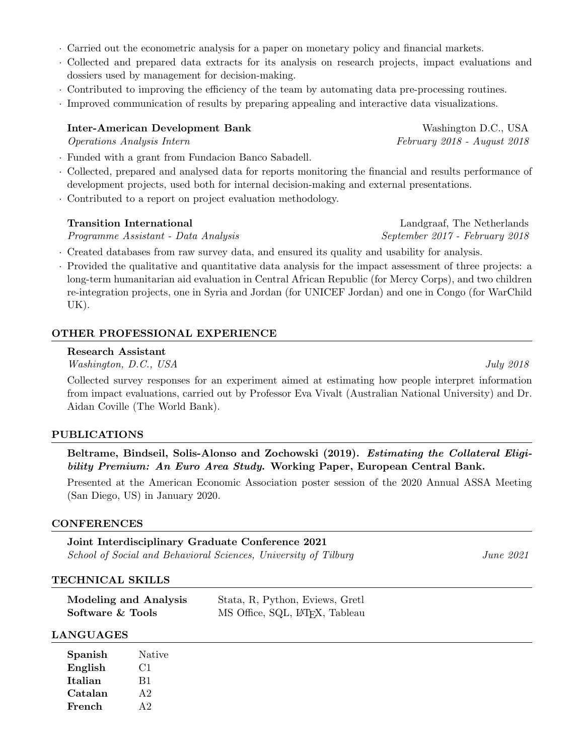- Carried out the econometric analysis for a paper on monetary policy and financial markets.
- Collected and prepared data extracts for its analysis on research projects, impact evaluations and dossiers used by management for decision-making.
- Contributed to improving the efficiency of the team by automating data pre-processing routines.
- Improved communication of results by preparing appealing and interactive data visualizations.

**Inter-American Development Bank** — Washington D.C., USA
*Operations Analysis Intern* — *February 2018 - August 2018*

- Funded with a grant from Fundacion Banco Sabadell.
- Collected, prepared and analysed data for reports monitoring the financial and results performance of development projects, used both for internal decision-making and external presentations.
- Contributed to a report on project evaluation methodology.

**Transition International** — Landgraaf, The Netherlands
*Programme Assistant - Data Analysis* — *September 2017 - February 2018*

- Created databases from raw survey data, and ensured its quality and usability for analysis.
- Provided the qualitative and quantitative data analysis for the impact assessment of three projects: a long-term humanitarian aid evaluation in Central African Republic (for Mercy Corps), and two children re-integration projects, one in Syria and Jordan (for UNICEF Jordan) and one in Congo (for WarChild UK).

## OTHER PROFESSIONAL EXPERIENCE

**Research Assistant**
*Washington, D.C., USA* — *July 2018*

Collected survey responses for an experiment aimed at estimating how people interpret information from impact evaluations, carried out by Professor Eva Vivalt (Australian National University) and Dr. Aidan Coville (The World Bank).

## PUBLICATIONS

**Beltrame, Bindseil, Solis-Alonso and Zochowski (2019). *Estimating the Collateral Eligibility Premium: An Euro Area Study.* Working Paper, European Central Bank.**

Presented at the American Economic Association poster session of the 2020 Annual ASSA Meeting (San Diego, US) in January 2020.

## CONFERENCES

**Joint Interdisciplinary Graduate Conference 2021**
*School of Social and Behavioral Sciences, University of Tilburg* — *June 2021*

## TECHNICAL SKILLS

| | |
|---|---|
| **Modeling and Analysis** | Stata, R, Python, Eviews, Gretl |
| **Software & Tools** | MS Office, SQL, LaTeX, Tableau |

## LANGUAGES

| | |
|---|---|
| **Spanish** | Native |
| **English** | C1 |
| **Italian** | B1 |
| **Catalan** | A2 |
| **French** | A2 |